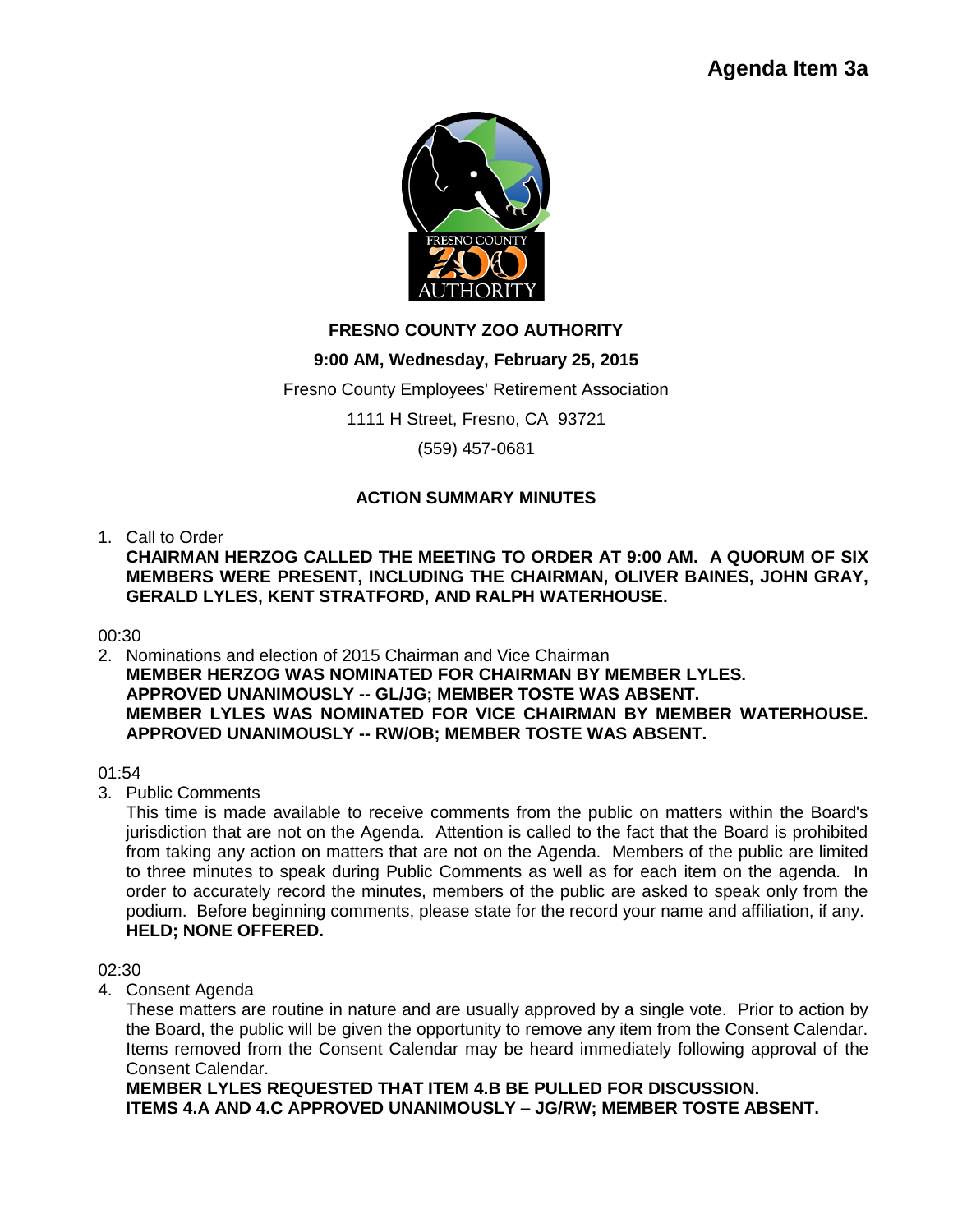Agenda Item 3a

**FRESNO COUNTY ZOO AUTHORITY**

**9:00 AM, Wednesday, February 25, 2015**

Fresno County Employees' Retirement Association

1111 H Street, Fresno, CA 93721

(559) 457-0681

**ACTION SUMMARY MINUTES**

1. Call to Order
   **CHAIRMAN HERZOG CALLED THE MEETING TO ORDER AT 9:00 AM. A QUORUM OF SIX MEMBERS WERE PRESENT, INCLUDING THE CHAIRMAN, OLIVER BAINES, JOHN GRAY, GERALD LYLES, KENT STRATFORD, AND RALPH WATERHOUSE.**

00:30

2. Nominations and election of 2015 Chairman and Vice Chairman
   **MEMBER HERZOG WAS NOMINATED FOR CHAIRMAN BY MEMBER LYLES.**
   **APPROVED UNANIMOUSLY -- GL/JG; MEMBER TOSTE WAS ABSENT.**
   **MEMBER LYLES WAS NOMINATED FOR VICE CHAIRMAN BY MEMBER WATERHOUSE.**
   **APPROVED UNANIMOUSLY -- RW/OB; MEMBER TOSTE WAS ABSENT.**

01:54

3. Public Comments
   This time is made available to receive comments from the public on matters within the Board's jurisdiction that are not on the Agenda. Attention is called to the fact that the Board is prohibited from taking any action on matters that are not on the Agenda. Members of the public are limited to three minutes to speak during Public Comments as well as for each item on the agenda. In order to accurately record the minutes, members of the public are asked to speak only from the podium. Before beginning comments, please state for the record your name and affiliation, if any.
   **HELD; NONE OFFERED.**

02:30

4. Consent Agenda
   These matters are routine in nature and are usually approved by a single vote. Prior to action by the Board, the public will be given the opportunity to remove any item from the Consent Calendar. Items removed from the Consent Calendar may be heard immediately following approval of the Consent Calendar.
   **MEMBER LYLES REQUESTED THAT ITEM 4.B BE PULLED FOR DISCUSSION.**
   **ITEMS 4.A AND 4.C APPROVED UNANIMOUSLY – JG/RW; MEMBER TOSTE ABSENT.**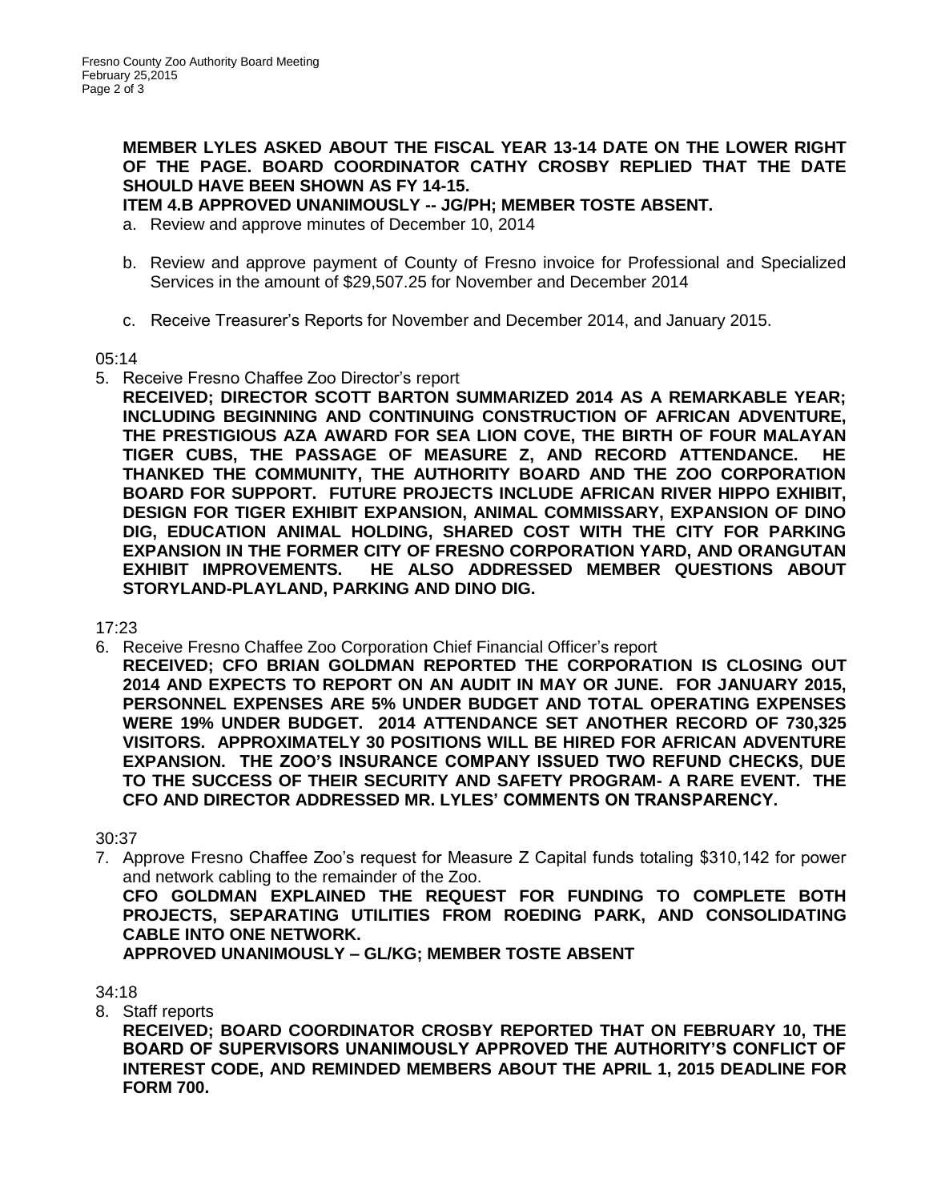**MEMBER LYLES ASKED ABOUT THE FISCAL YEAR 13-14 DATE ON THE LOWER RIGHT OF THE PAGE. BOARD COORDINATOR CATHY CROSBY REPLIED THAT THE DATE SHOULD HAVE BEEN SHOWN AS FY 14-15.**

**ITEM 4.B APPROVED UNANIMOUSLY -- JG/PH; MEMBER TOSTE ABSENT.**

a. Review and approve minutes of December 10, 2014

b. Review and approve payment of County of Fresno invoice for Professional and Specialized Services in the amount of $29,507.25 for November and December 2014

c. Receive Treasurer's Reports for November and December 2014, and January 2015.

05:14

5. Receive Fresno Chaffee Zoo Director's report

   **RECEIVED; DIRECTOR SCOTT BARTON SUMMARIZED 2014 AS A REMARKABLE YEAR; INCLUDING BEGINNING AND CONTINUING CONSTRUCTION OF AFRICAN ADVENTURE, THE PRESTIGIOUS AZA AWARD FOR SEA LION COVE, THE BIRTH OF FOUR MALAYAN TIGER CUBS, THE PASSAGE OF MEASURE Z, AND RECORD ATTENDANCE. HE THANKED THE COMMUNITY, THE AUTHORITY BOARD AND THE ZOO CORPORATION BOARD FOR SUPPORT. FUTURE PROJECTS INCLUDE AFRICAN RIVER HIPPO EXHIBIT, DESIGN FOR TIGER EXHIBIT EXPANSION, ANIMAL COMMISSARY, EXPANSION OF DINO DIG, EDUCATION ANIMAL HOLDING, SHARED COST WITH THE CITY FOR PARKING EXPANSION IN THE FORMER CITY OF FRESNO CORPORATION YARD, AND ORANGUTAN EXHIBIT IMPROVEMENTS. HE ALSO ADDRESSED MEMBER QUESTIONS ABOUT STORYLAND-PLAYLAND, PARKING AND DINO DIG.**

17:23

6. Receive Fresno Chaffee Zoo Corporation Chief Financial Officer's report

   **RECEIVED; CFO BRIAN GOLDMAN REPORTED THE CORPORATION IS CLOSING OUT 2014 AND EXPECTS TO REPORT ON AN AUDIT IN MAY OR JUNE. FOR JANUARY 2015, PERSONNEL EXPENSES ARE 5% UNDER BUDGET AND TOTAL OPERATING EXPENSES WERE 19% UNDER BUDGET. 2014 ATTENDANCE SET ANOTHER RECORD OF 730,325 VISITORS. APPROXIMATELY 30 POSITIONS WILL BE HIRED FOR AFRICAN ADVENTURE EXPANSION. THE ZOO'S INSURANCE COMPANY ISSUED TWO REFUND CHECKS, DUE TO THE SUCCESS OF THEIR SECURITY AND SAFETY PROGRAM- A RARE EVENT. THE CFO AND DIRECTOR ADDRESSED MR. LYLES' COMMENTS ON TRANSPARENCY.**

30:37

7. Approve Fresno Chaffee Zoo's request for Measure Z Capital funds totaling $310,142 for power and network cabling to the remainder of the Zoo.

   **CFO GOLDMAN EXPLAINED THE REQUEST FOR FUNDING TO COMPLETE BOTH PROJECTS, SEPARATING UTILITIES FROM ROEDING PARK, AND CONSOLIDATING CABLE INTO ONE NETWORK.**

   **APPROVED UNANIMOUSLY – GL/KG; MEMBER TOSTE ABSENT**

34:18

8. Staff reports

   **RECEIVED; BOARD COORDINATOR CROSBY REPORTED THAT ON FEBRUARY 10, THE BOARD OF SUPERVISORS UNANIMOUSLY APPROVED THE AUTHORITY'S CONFLICT OF INTEREST CODE, AND REMINDED MEMBERS ABOUT THE APRIL 1, 2015 DEADLINE FOR FORM 700.**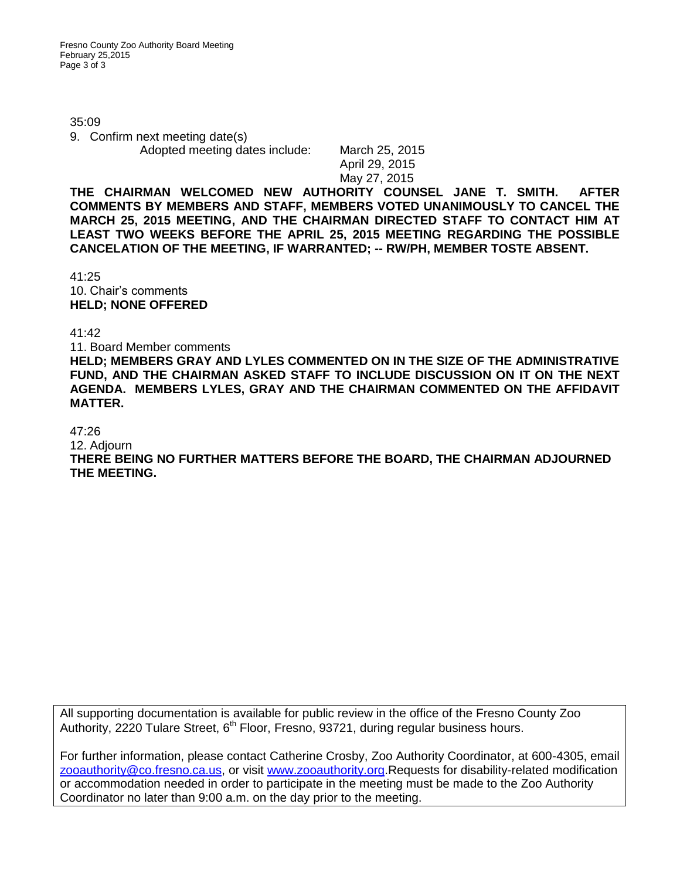35:09

9. Confirm next meeting date(s)

Adopted meeting dates include: March 25, 2015
April 29, 2015
May 27, 2015

**THE CHAIRMAN WELCOMED NEW AUTHORITY COUNSEL JANE T. SMITH. AFTER COMMENTS BY MEMBERS AND STAFF, MEMBERS VOTED UNANIMOUSLY TO CANCEL THE MARCH 25, 2015 MEETING, AND THE CHAIRMAN DIRECTED STAFF TO CONTACT HIM AT LEAST TWO WEEKS BEFORE THE APRIL 25, 2015 MEETING REGARDING THE POSSIBLE CANCELATION OF THE MEETING, IF WARRANTED; -- RW/PH, MEMBER TOSTE ABSENT.**

41:25

10. Chair's comments

**HELD; NONE OFFERED**

41:42

11. Board Member comments

**HELD; MEMBERS GRAY AND LYLES COMMENTED ON IN THE SIZE OF THE ADMINISTRATIVE FUND, AND THE CHAIRMAN ASKED STAFF TO INCLUDE DISCUSSION ON IT ON THE NEXT AGENDA. MEMBERS LYLES, GRAY AND THE CHAIRMAN COMMENTED ON THE AFFIDAVIT MATTER.**

47:26

12. Adjourn

**THERE BEING NO FURTHER MATTERS BEFORE THE BOARD, THE CHAIRMAN ADJOURNED THE MEETING.**

All supporting documentation is available for public review in the office of the Fresno County Zoo Authority, 2220 Tulare Street, 6th Floor, Fresno, 93721, during regular business hours.

For further information, please contact Catherine Crosby, Zoo Authority Coordinator, at 600-4305, email zooauthority@co.fresno.ca.us, or visit www.zooauthority.org.Requests for disability-related modification or accommodation needed in order to participate in the meeting must be made to the Zoo Authority Coordinator no later than 9:00 a.m. on the day prior to the meeting.